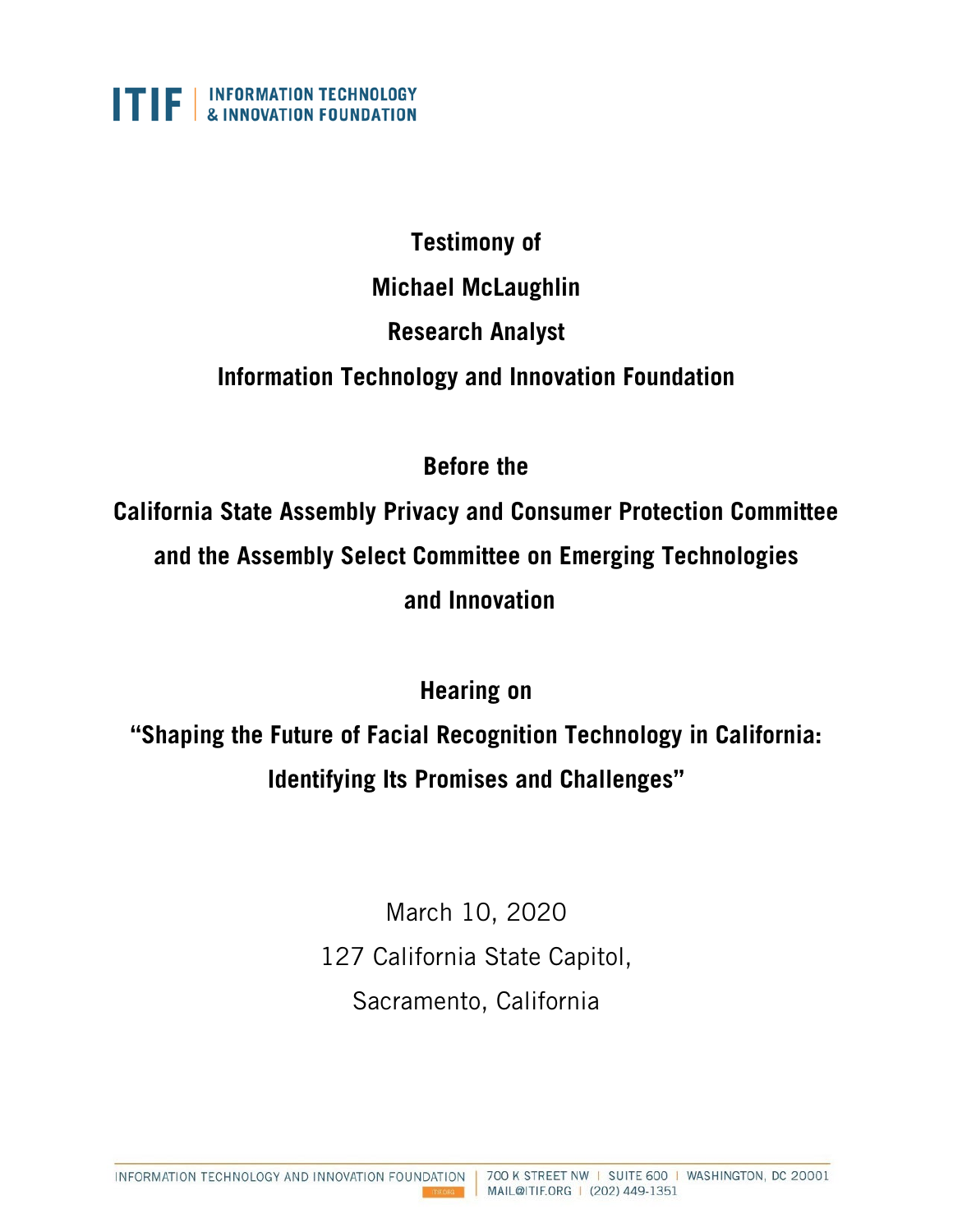ITIF | INFORMATION TECHNOLOGY & INNOVATION FOUNDATION

**Testimony of**

**Michael McLaughlin**

**Research Analyst**

**Information Technology and Innovation Foundation**

**Before the**

**California State Assembly Privacy and Consumer Protection Committee and the Assembly Select Committee on Emerging Technologies and Innovation**

**Hearing on**

**"Shaping the Future of Facial Recognition Technology in California: Identifying Its Promises and Challenges"**

March 10, 2020

127 California State Capitol,

Sacramento, California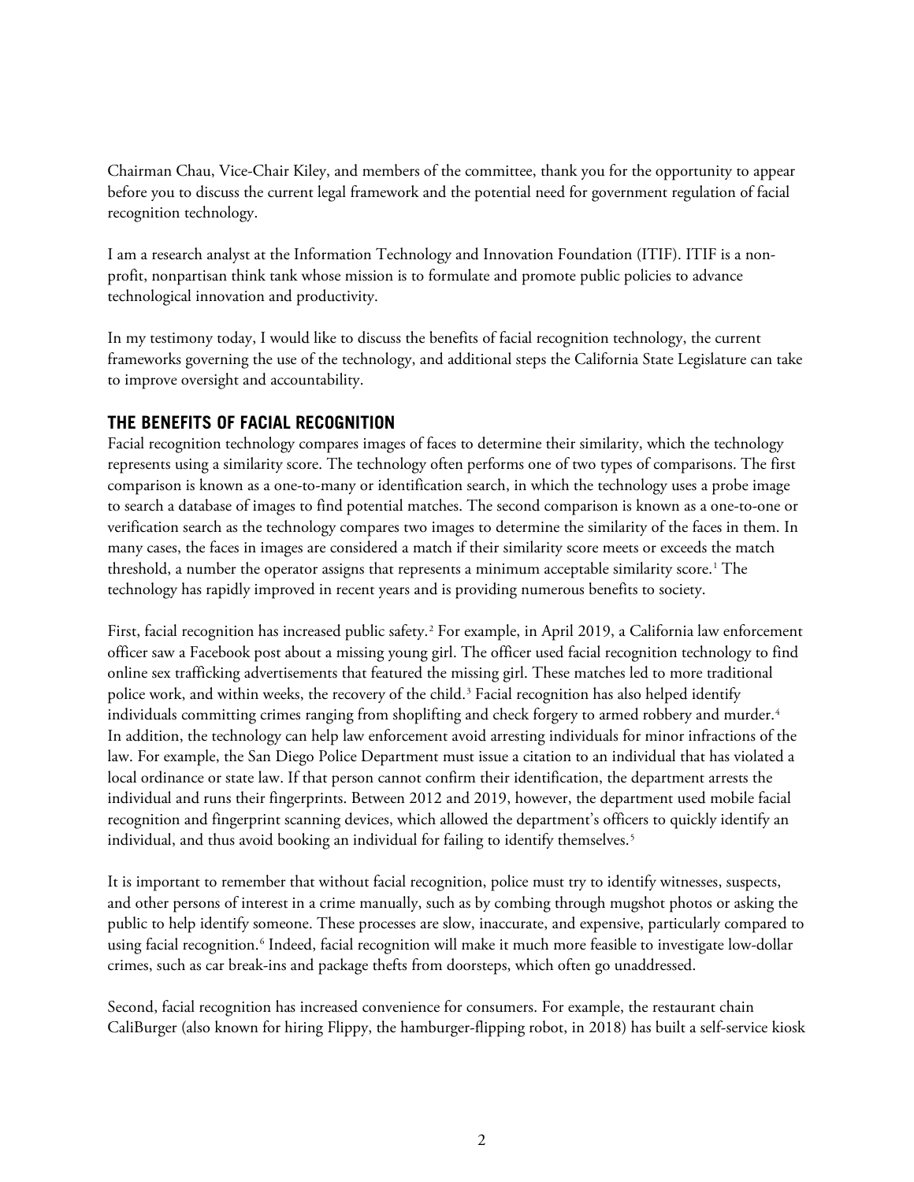Chairman Chau, Vice-Chair Kiley, and members of the committee, thank you for the opportunity to appear before you to discuss the current legal framework and the potential need for government regulation of facial recognition technology.

I am a research analyst at the Information Technology and Innovation Foundation (ITIF). ITIF is a non-profit, nonpartisan think tank whose mission is to formulate and promote public policies to advance technological innovation and productivity.

In my testimony today, I would like to discuss the benefits of facial recognition technology, the current frameworks governing the use of the technology, and additional steps the California State Legislature can take to improve oversight and accountability.

## THE BENEFITS OF FACIAL RECOGNITION

Facial recognition technology compares images of faces to determine their similarity, which the technology represents using a similarity score. The technology often performs one of two types of comparisons. The first comparison is known as a one-to-many or identification search, in which the technology uses a probe image to search a database of images to find potential matches. The second comparison is known as a one-to-one or verification search as the technology compares two images to determine the similarity of the faces in them. In many cases, the faces in images are considered a match if their similarity score meets or exceeds the match threshold, a number the operator assigns that represents a minimum acceptable similarity score.[1] The technology has rapidly improved in recent years and is providing numerous benefits to society.

First, facial recognition has increased public safety.[2] For example, in April 2019, a California law enforcement officer saw a Facebook post about a missing young girl. The officer used facial recognition technology to find online sex trafficking advertisements that featured the missing girl. These matches led to more traditional police work, and within weeks, the recovery of the child.[3] Facial recognition has also helped identify individuals committing crimes ranging from shoplifting and check forgery to armed robbery and murder.[4] In addition, the technology can help law enforcement avoid arresting individuals for minor infractions of the law. For example, the San Diego Police Department must issue a citation to an individual that has violated a local ordinance or state law. If that person cannot confirm their identification, the department arrests the individual and runs their fingerprints. Between 2012 and 2019, however, the department used mobile facial recognition and fingerprint scanning devices, which allowed the department's officers to quickly identify an individual, and thus avoid booking an individual for failing to identify themselves.[5]

It is important to remember that without facial recognition, police must try to identify witnesses, suspects, and other persons of interest in a crime manually, such as by combing through mugshot photos or asking the public to help identify someone. These processes are slow, inaccurate, and expensive, particularly compared to using facial recognition.[6] Indeed, facial recognition will make it much more feasible to investigate low-dollar crimes, such as car break-ins and package thefts from doorsteps, which often go unaddressed.

Second, facial recognition has increased convenience for consumers. For example, the restaurant chain CaliBurger (also known for hiring Flippy, the hamburger-flipping robot, in 2018) has built a self-service kiosk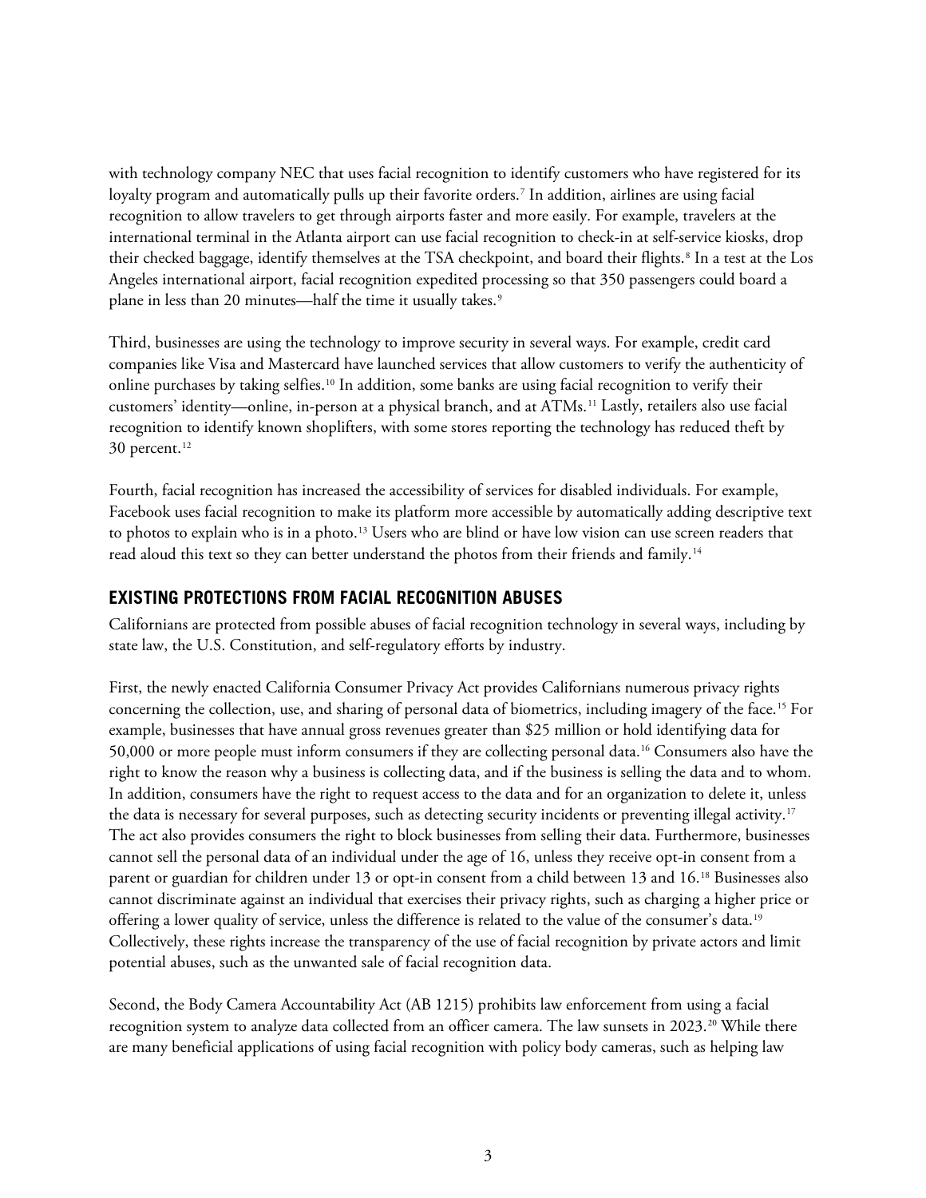with technology company NEC that uses facial recognition to identify customers who have registered for its loyalty program and automatically pulls up their favorite orders.[7] In addition, airlines are using facial recognition to allow travelers to get through airports faster and more easily. For example, travelers at the international terminal in the Atlanta airport can use facial recognition to check-in at self-service kiosks, drop their checked baggage, identify themselves at the TSA checkpoint, and board their flights.[8] In a test at the Los Angeles international airport, facial recognition expedited processing so that 350 passengers could board a plane in less than 20 minutes—half the time it usually takes.[9]

Third, businesses are using the technology to improve security in several ways. For example, credit card companies like Visa and Mastercard have launched services that allow customers to verify the authenticity of online purchases by taking selfies.[10] In addition, some banks are using facial recognition to verify their customers' identity—online, in-person at a physical branch, and at ATMs.[11] Lastly, retailers also use facial recognition to identify known shoplifters, with some stores reporting the technology has reduced theft by 30 percent.[12]

Fourth, facial recognition has increased the accessibility of services for disabled individuals. For example, Facebook uses facial recognition to make its platform more accessible by automatically adding descriptive text to photos to explain who is in a photo.[13] Users who are blind or have low vision can use screen readers that read aloud this text so they can better understand the photos from their friends and family.[14]

## EXISTING PROTECTIONS FROM FACIAL RECOGNITION ABUSES

Californians are protected from possible abuses of facial recognition technology in several ways, including by state law, the U.S. Constitution, and self-regulatory efforts by industry.

First, the newly enacted California Consumer Privacy Act provides Californians numerous privacy rights concerning the collection, use, and sharing of personal data of biometrics, including imagery of the face.[15] For example, businesses that have annual gross revenues greater than $25 million or hold identifying data for 50,000 or more people must inform consumers if they are collecting personal data.[16] Consumers also have the right to know the reason why a business is collecting data, and if the business is selling the data and to whom. In addition, consumers have the right to request access to the data and for an organization to delete it, unless the data is necessary for several purposes, such as detecting security incidents or preventing illegal activity.[17] The act also provides consumers the right to block businesses from selling their data. Furthermore, businesses cannot sell the personal data of an individual under the age of 16, unless they receive opt-in consent from a parent or guardian for children under 13 or opt-in consent from a child between 13 and 16.[18] Businesses also cannot discriminate against an individual that exercises their privacy rights, such as charging a higher price or offering a lower quality of service, unless the difference is related to the value of the consumer's data.[19] Collectively, these rights increase the transparency of the use of facial recognition by private actors and limit potential abuses, such as the unwanted sale of facial recognition data.

Second, the Body Camera Accountability Act (AB 1215) prohibits law enforcement from using a facial recognition system to analyze data collected from an officer camera. The law sunsets in 2023.[20] While there are many beneficial applications of using facial recognition with policy body cameras, such as helping law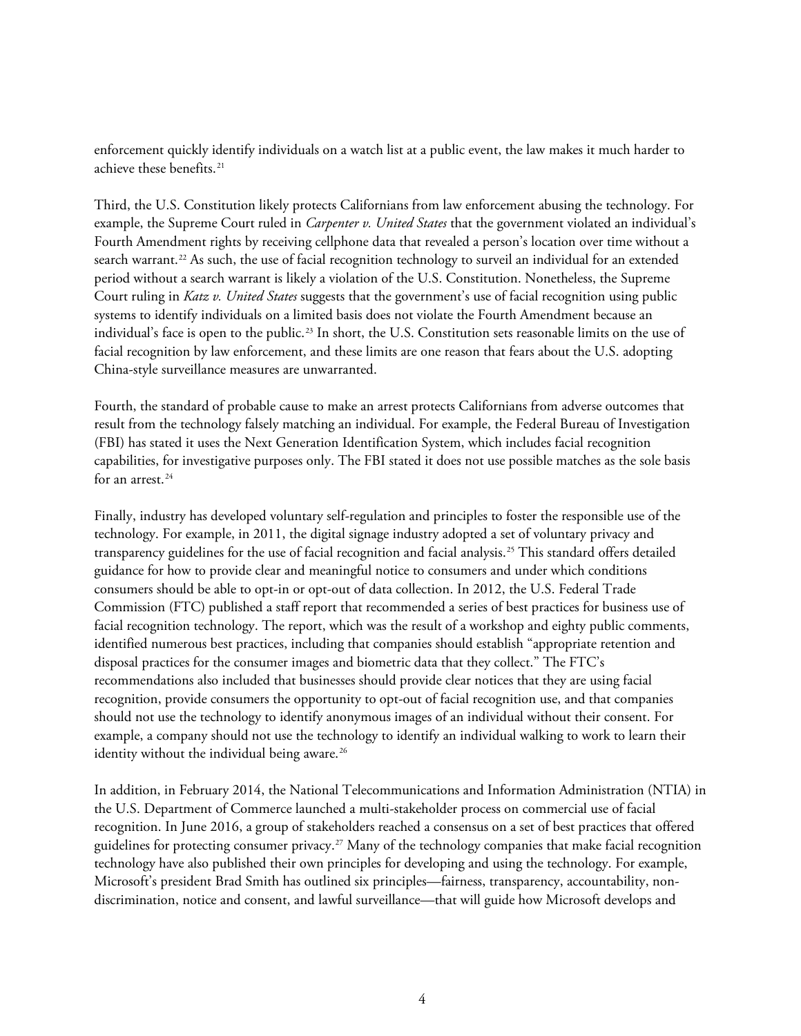enforcement quickly identify individuals on a watch list at a public event, the law makes it much harder to achieve these benefits.[21]

Third, the U.S. Constitution likely protects Californians from law enforcement abusing the technology. For example, the Supreme Court ruled in *Carpenter v. United States* that the government violated an individual's Fourth Amendment rights by receiving cellphone data that revealed a person's location over time without a search warrant.[22] As such, the use of facial recognition technology to surveil an individual for an extended period without a search warrant is likely a violation of the U.S. Constitution. Nonetheless, the Supreme Court ruling in *Katz v. United States* suggests that the government's use of facial recognition using public systems to identify individuals on a limited basis does not violate the Fourth Amendment because an individual's face is open to the public.[23] In short, the U.S. Constitution sets reasonable limits on the use of facial recognition by law enforcement, and these limits are one reason that fears about the U.S. adopting China-style surveillance measures are unwarranted.

Fourth, the standard of probable cause to make an arrest protects Californians from adverse outcomes that result from the technology falsely matching an individual. For example, the Federal Bureau of Investigation (FBI) has stated it uses the Next Generation Identification System, which includes facial recognition capabilities, for investigative purposes only. The FBI stated it does not use possible matches as the sole basis for an arrest.[24]

Finally, industry has developed voluntary self-regulation and principles to foster the responsible use of the technology. For example, in 2011, the digital signage industry adopted a set of voluntary privacy and transparency guidelines for the use of facial recognition and facial analysis.[25] This standard offers detailed guidance for how to provide clear and meaningful notice to consumers and under which conditions consumers should be able to opt-in or opt-out of data collection. In 2012, the U.S. Federal Trade Commission (FTC) published a staff report that recommended a series of best practices for business use of facial recognition technology. The report, which was the result of a workshop and eighty public comments, identified numerous best practices, including that companies should establish "appropriate retention and disposal practices for the consumer images and biometric data that they collect." The FTC's recommendations also included that businesses should provide clear notices that they are using facial recognition, provide consumers the opportunity to opt-out of facial recognition use, and that companies should not use the technology to identify anonymous images of an individual without their consent. For example, a company should not use the technology to identify an individual walking to work to learn their identity without the individual being aware.[26]

In addition, in February 2014, the National Telecommunications and Information Administration (NTIA) in the U.S. Department of Commerce launched a multi-stakeholder process on commercial use of facial recognition. In June 2016, a group of stakeholders reached a consensus on a set of best practices that offered guidelines for protecting consumer privacy.[27] Many of the technology companies that make facial recognition technology have also published their own principles for developing and using the technology. For example, Microsoft's president Brad Smith has outlined six principles—fairness, transparency, accountability, non-discrimination, notice and consent, and lawful surveillance—that will guide how Microsoft develops and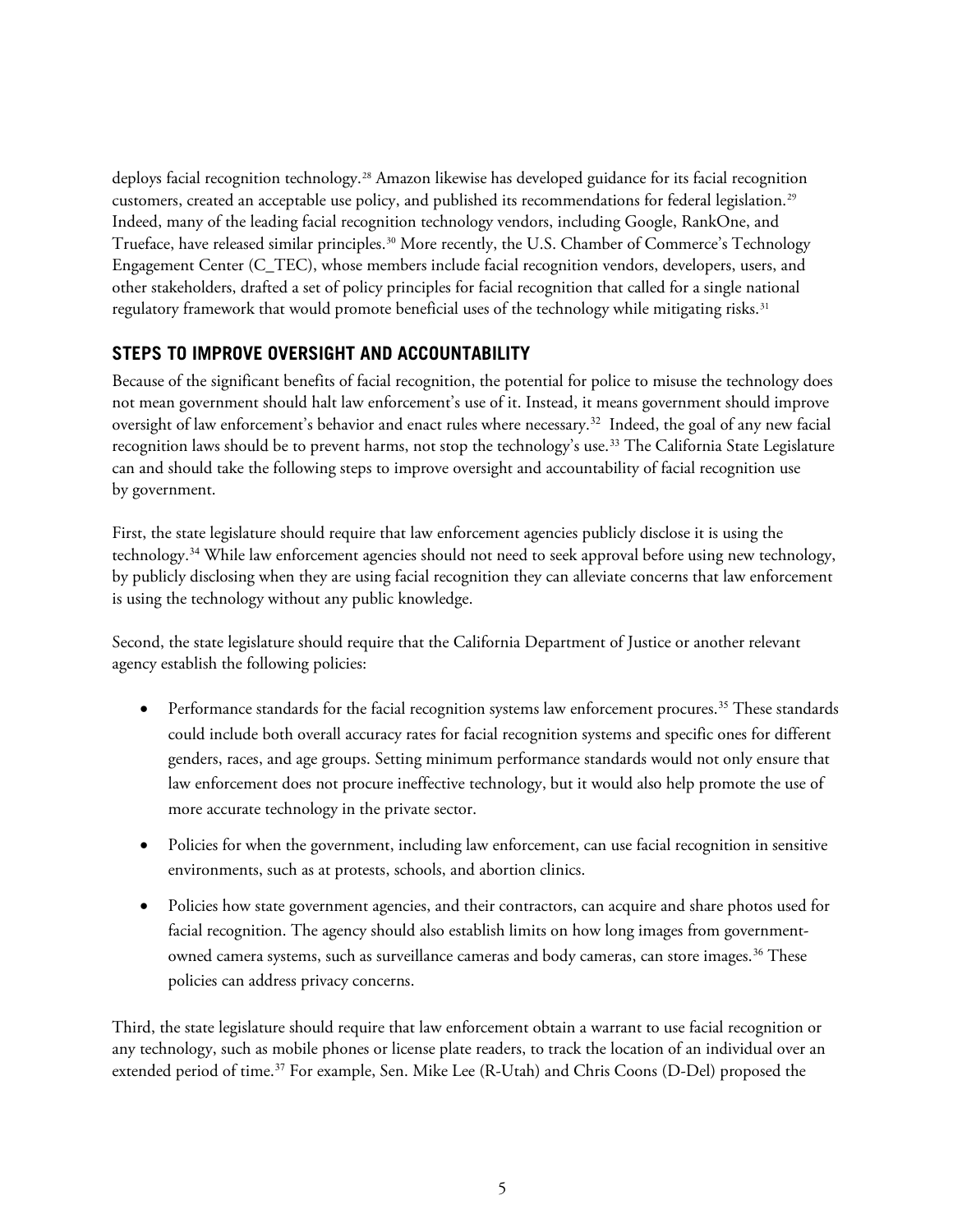deploys facial recognition technology.[28] Amazon likewise has developed guidance for its facial recognition customers, created an acceptable use policy, and published its recommendations for federal legislation.[29] Indeed, many of the leading facial recognition technology vendors, including Google, RankOne, and Trueface, have released similar principles.[30] More recently, the U.S. Chamber of Commerce's Technology Engagement Center (C_TEC), whose members include facial recognition vendors, developers, users, and other stakeholders, drafted a set of policy principles for facial recognition that called for a single national regulatory framework that would promote beneficial uses of the technology while mitigating risks.[31]

## STEPS TO IMPROVE OVERSIGHT AND ACCOUNTABILITY

Because of the significant benefits of facial recognition, the potential for police to misuse the technology does not mean government should halt law enforcement's use of it. Instead, it means government should improve oversight of law enforcement's behavior and enact rules where necessary.[32] Indeed, the goal of any new facial recognition laws should be to prevent harms, not stop the technology's use.[33] The California State Legislature can and should take the following steps to improve oversight and accountability of facial recognition use by government.

First, the state legislature should require that law enforcement agencies publicly disclose it is using the technology.[34] While law enforcement agencies should not need to seek approval before using new technology, by publicly disclosing when they are using facial recognition they can alleviate concerns that law enforcement is using the technology without any public knowledge.

Second, the state legislature should require that the California Department of Justice or another relevant agency establish the following policies:

- Performance standards for the facial recognition systems law enforcement procures.[35] These standards could include both overall accuracy rates for facial recognition systems and specific ones for different genders, races, and age groups. Setting minimum performance standards would not only ensure that law enforcement does not procure ineffective technology, but it would also help promote the use of more accurate technology in the private sector.
- Policies for when the government, including law enforcement, can use facial recognition in sensitive environments, such as at protests, schools, and abortion clinics.
- Policies how state government agencies, and their contractors, can acquire and share photos used for facial recognition. The agency should also establish limits on how long images from government-owned camera systems, such as surveillance cameras and body cameras, can store images.[36] These policies can address privacy concerns.

Third, the state legislature should require that law enforcement obtain a warrant to use facial recognition or any technology, such as mobile phones or license plate readers, to track the location of an individual over an extended period of time.[37] For example, Sen. Mike Lee (R-Utah) and Chris Coons (D-Del) proposed the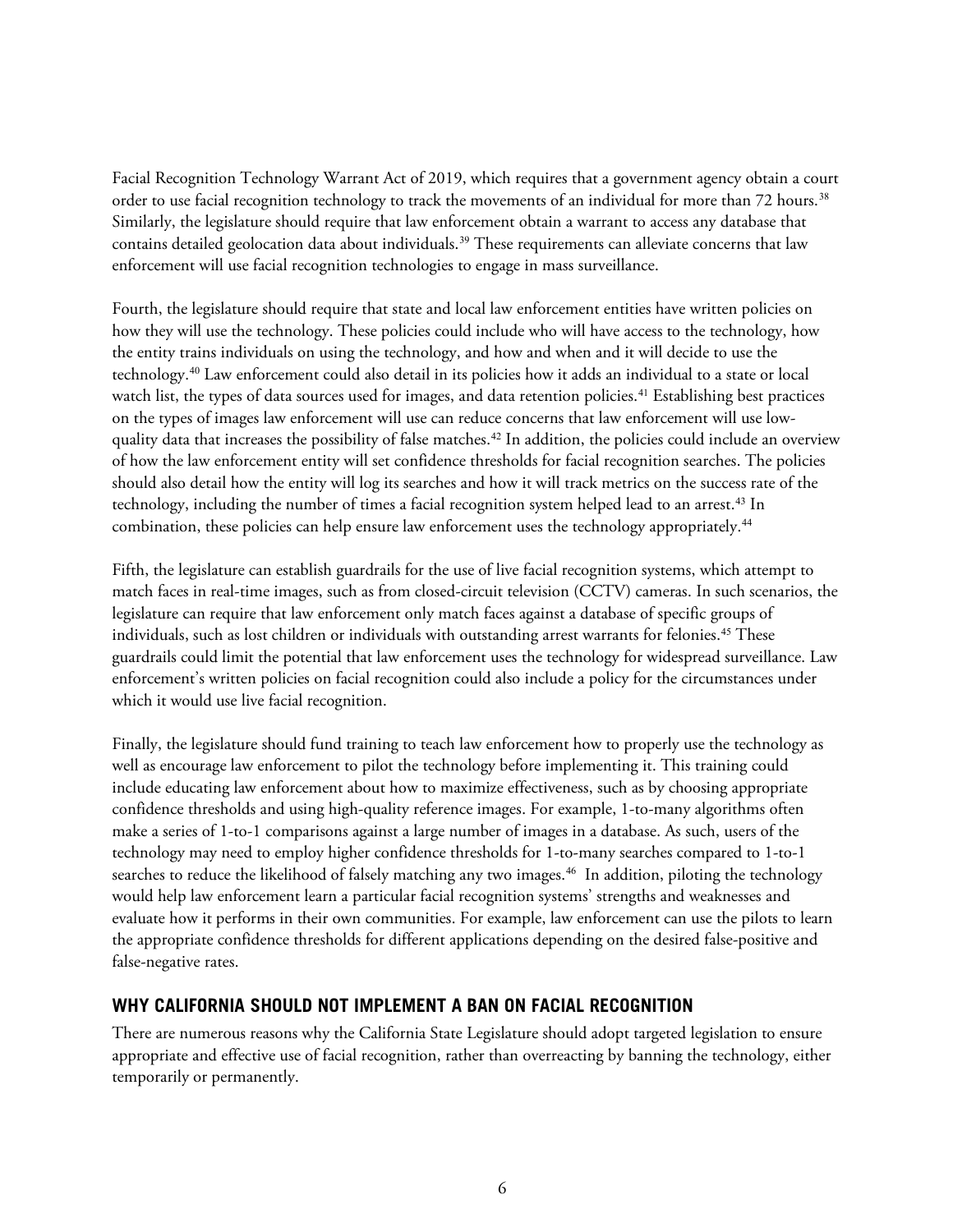Facial Recognition Technology Warrant Act of 2019, which requires that a government agency obtain a court order to use facial recognition technology to track the movements of an individual for more than 72 hours.[38] Similarly, the legislature should require that law enforcement obtain a warrant to access any database that contains detailed geolocation data about individuals.[39] These requirements can alleviate concerns that law enforcement will use facial recognition technologies to engage in mass surveillance.

Fourth, the legislature should require that state and local law enforcement entities have written policies on how they will use the technology. These policies could include who will have access to the technology, how the entity trains individuals on using the technology, and how and when and it will decide to use the technology.[40] Law enforcement could also detail in its policies how it adds an individual to a state or local watch list, the types of data sources used for images, and data retention policies.[41] Establishing best practices on the types of images law enforcement will use can reduce concerns that law enforcement will use low-quality data that increases the possibility of false matches.[42] In addition, the policies could include an overview of how the law enforcement entity will set confidence thresholds for facial recognition searches. The policies should also detail how the entity will log its searches and how it will track metrics on the success rate of the technology, including the number of times a facial recognition system helped lead to an arrest.[43] In combination, these policies can help ensure law enforcement uses the technology appropriately.[44]

Fifth, the legislature can establish guardrails for the use of live facial recognition systems, which attempt to match faces in real-time images, such as from closed-circuit television (CCTV) cameras. In such scenarios, the legislature can require that law enforcement only match faces against a database of specific groups of individuals, such as lost children or individuals with outstanding arrest warrants for felonies.[45] These guardrails could limit the potential that law enforcement uses the technology for widespread surveillance. Law enforcement's written policies on facial recognition could also include a policy for the circumstances under which it would use live facial recognition.

Finally, the legislature should fund training to teach law enforcement how to properly use the technology as well as encourage law enforcement to pilot the technology before implementing it. This training could include educating law enforcement about how to maximize effectiveness, such as by choosing appropriate confidence thresholds and using high-quality reference images. For example, 1-to-many algorithms often make a series of 1-to-1 comparisons against a large number of images in a database. As such, users of the technology may need to employ higher confidence thresholds for 1-to-many searches compared to 1-to-1 searches to reduce the likelihood of falsely matching any two images.[46] In addition, piloting the technology would help law enforcement learn a particular facial recognition systems' strengths and weaknesses and evaluate how it performs in their own communities. For example, law enforcement can use the pilots to learn the appropriate confidence thresholds for different applications depending on the desired false-positive and false-negative rates.

## WHY CALIFORNIA SHOULD NOT IMPLEMENT A BAN ON FACIAL RECOGNITION

There are numerous reasons why the California State Legislature should adopt targeted legislation to ensure appropriate and effective use of facial recognition, rather than overreacting by banning the technology, either temporarily or permanently.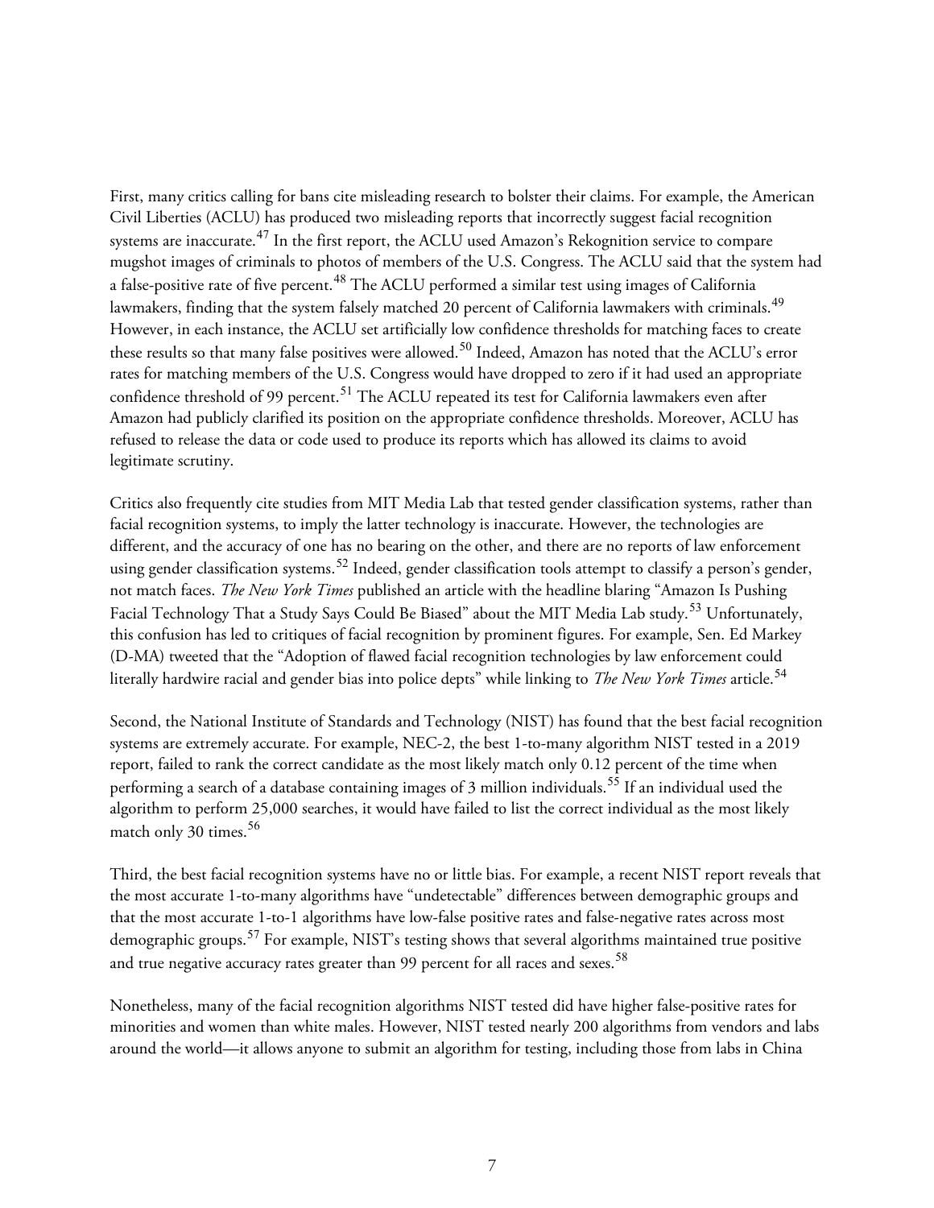First, many critics calling for bans cite misleading research to bolster their claims. For example, the American Civil Liberties (ACLU) has produced two misleading reports that incorrectly suggest facial recognition systems are inaccurate.[47] In the first report, the ACLU used Amazon's Rekognition service to compare mugshot images of criminals to photos of members of the U.S. Congress. The ACLU said that the system had a false-positive rate of five percent.[48] The ACLU performed a similar test using images of California lawmakers, finding that the system falsely matched 20 percent of California lawmakers with criminals.[49] However, in each instance, the ACLU set artificially low confidence thresholds for matching faces to create these results so that many false positives were allowed.[50] Indeed, Amazon has noted that the ACLU's error rates for matching members of the U.S. Congress would have dropped to zero if it had used an appropriate confidence threshold of 99 percent.[51] The ACLU repeated its test for California lawmakers even after Amazon had publicly clarified its position on the appropriate confidence thresholds. Moreover, ACLU has refused to release the data or code used to produce its reports which has allowed its claims to avoid legitimate scrutiny.

Critics also frequently cite studies from MIT Media Lab that tested gender classification systems, rather than facial recognition systems, to imply the latter technology is inaccurate. However, the technologies are different, and the accuracy of one has no bearing on the other, and there are no reports of law enforcement using gender classification systems.[52] Indeed, gender classification tools attempt to classify a person's gender, not match faces. *The New York Times* published an article with the headline blaring "Amazon Is Pushing Facial Technology That a Study Says Could Be Biased" about the MIT Media Lab study.[53] Unfortunately, this confusion has led to critiques of facial recognition by prominent figures. For example, Sen. Ed Markey (D-MA) tweeted that the "Adoption of flawed facial recognition technologies by law enforcement could literally hardwire racial and gender bias into police depts" while linking to *The New York Times* article.[54]

Second, the National Institute of Standards and Technology (NIST) has found that the best facial recognition systems are extremely accurate. For example, NEC-2, the best 1-to-many algorithm NIST tested in a 2019 report, failed to rank the correct candidate as the most likely match only 0.12 percent of the time when performing a search of a database containing images of 3 million individuals.[55] If an individual used the algorithm to perform 25,000 searches, it would have failed to list the correct individual as the most likely match only 30 times.[56]

Third, the best facial recognition systems have no or little bias. For example, a recent NIST report reveals that the most accurate 1-to-many algorithms have "undetectable" differences between demographic groups and that the most accurate 1-to-1 algorithms have low-false positive rates and false-negative rates across most demographic groups.[57] For example, NIST's testing shows that several algorithms maintained true positive and true negative accuracy rates greater than 99 percent for all races and sexes.[58]

Nonetheless, many of the facial recognition algorithms NIST tested did have higher false-positive rates for minorities and women than white males. However, NIST tested nearly 200 algorithms from vendors and labs around the world—it allows anyone to submit an algorithm for testing, including those from labs in China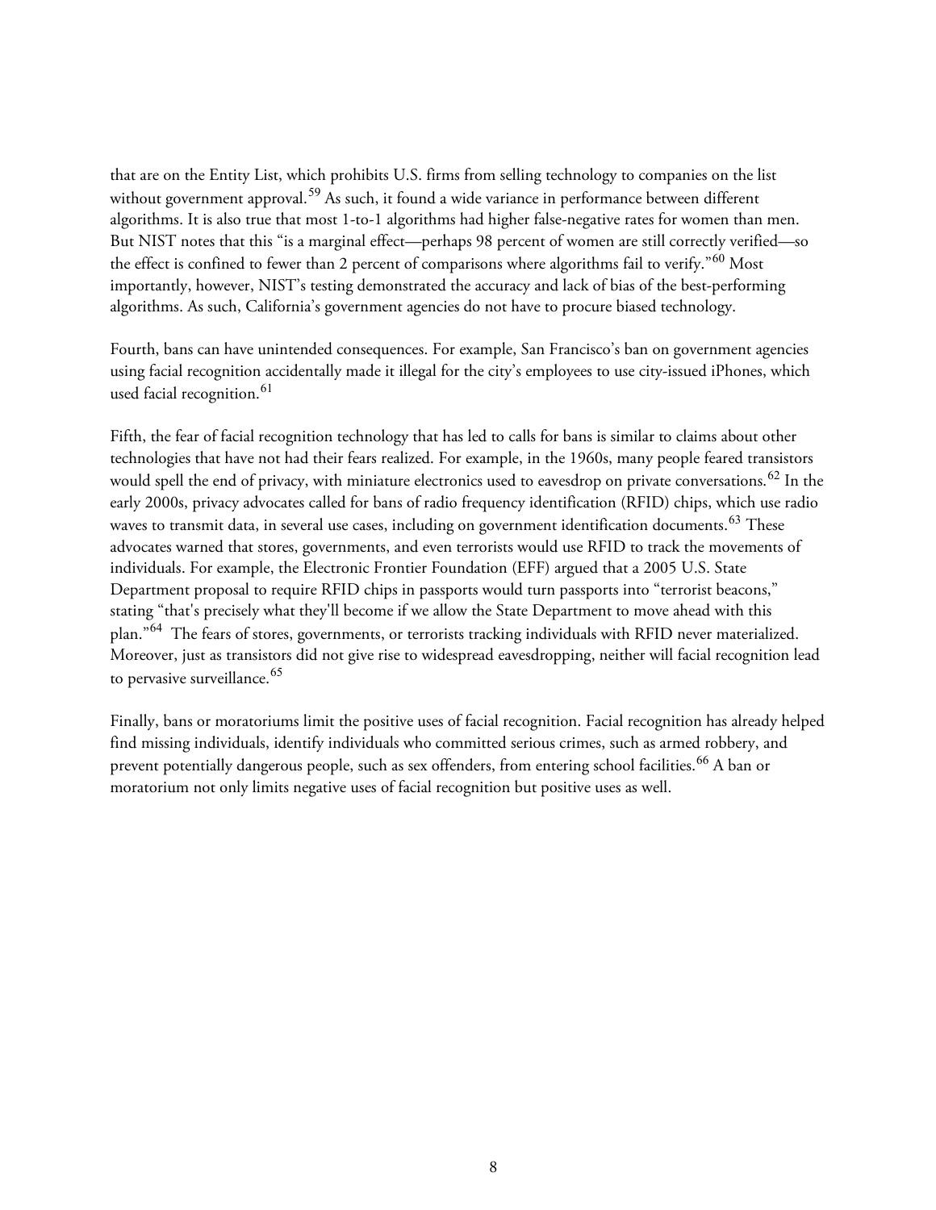that are on the Entity List, which prohibits U.S. firms from selling technology to companies on the list without government approval.[59] As such, it found a wide variance in performance between different algorithms. It is also true that most 1-to-1 algorithms had higher false-negative rates for women than men. But NIST notes that this "is a marginal effect—perhaps 98 percent of women are still correctly verified—so the effect is confined to fewer than 2 percent of comparisons where algorithms fail to verify."[60] Most importantly, however, NIST's testing demonstrated the accuracy and lack of bias of the best-performing algorithms. As such, California's government agencies do not have to procure biased technology.

Fourth, bans can have unintended consequences. For example, San Francisco's ban on government agencies using facial recognition accidentally made it illegal for the city's employees to use city-issued iPhones, which used facial recognition.[61]

Fifth, the fear of facial recognition technology that has led to calls for bans is similar to claims about other technologies that have not had their fears realized. For example, in the 1960s, many people feared transistors would spell the end of privacy, with miniature electronics used to eavesdrop on private conversations.[62] In the early 2000s, privacy advocates called for bans of radio frequency identification (RFID) chips, which use radio waves to transmit data, in several use cases, including on government identification documents.[63] These advocates warned that stores, governments, and even terrorists would use RFID to track the movements of individuals. For example, the Electronic Frontier Foundation (EFF) argued that a 2005 U.S. State Department proposal to require RFID chips in passports would turn passports into "terrorist beacons," stating "that's precisely what they'll become if we allow the State Department to move ahead with this plan."[64] The fears of stores, governments, or terrorists tracking individuals with RFID never materialized. Moreover, just as transistors did not give rise to widespread eavesdropping, neither will facial recognition lead to pervasive surveillance.[65]

Finally, bans or moratoriums limit the positive uses of facial recognition. Facial recognition has already helped find missing individuals, identify individuals who committed serious crimes, such as armed robbery, and prevent potentially dangerous people, such as sex offenders, from entering school facilities.[66] A ban or moratorium not only limits negative uses of facial recognition but positive uses as well.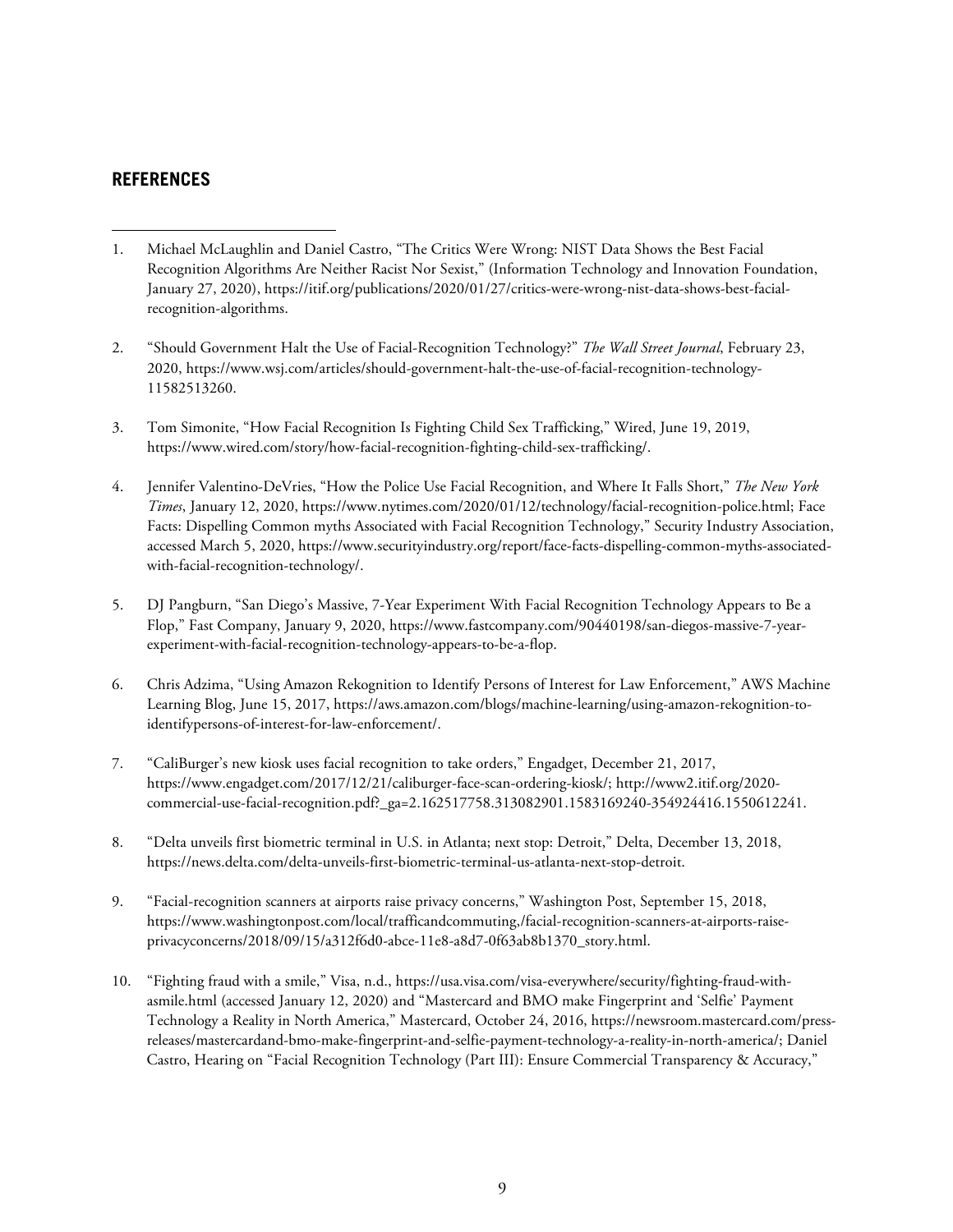## REFERENCES

1. Michael McLaughlin and Daniel Castro, "The Critics Were Wrong: NIST Data Shows the Best Facial Recognition Algorithms Are Neither Racist Nor Sexist," (Information Technology and Innovation Foundation, January 27, 2020), https://itif.org/publications/2020/01/27/critics-were-wrong-nist-data-shows-best-facial-recognition-algorithms.

2. "Should Government Halt the Use of Facial-Recognition Technology?" *The Wall Street Journal*, February 23, 2020, https://www.wsj.com/articles/should-government-halt-the-use-of-facial-recognition-technology-11582513260.

3. Tom Simonite, "How Facial Recognition Is Fighting Child Sex Trafficking," Wired, June 19, 2019, https://www.wired.com/story/how-facial-recognition-fighting-child-sex-trafficking/.

4. Jennifer Valentino-DeVries, "How the Police Use Facial Recognition, and Where It Falls Short," *The New York Times*, January 12, 2020, https://www.nytimes.com/2020/01/12/technology/facial-recognition-police.html; Face Facts: Dispelling Common myths Associated with Facial Recognition Technology," Security Industry Association, accessed March 5, 2020, https://www.securityindustry.org/report/face-facts-dispelling-common-myths-associated-with-facial-recognition-technology/.

5. DJ Pangburn, "San Diego's Massive, 7-Year Experiment With Facial Recognition Technology Appears to Be a Flop," Fast Company, January 9, 2020, https://www.fastcompany.com/90440198/san-diegos-massive-7-year-experiment-with-facial-recognition-technology-appears-to-be-a-flop.

6. Chris Adzima, "Using Amazon Rekognition to Identify Persons of Interest for Law Enforcement," AWS Machine Learning Blog, June 15, 2017, https://aws.amazon.com/blogs/machine-learning/using-amazon-rekognition-to-identifypersons-of-interest-for-law-enforcement/.

7. "CaliBurger's new kiosk uses facial recognition to take orders," Engadget, December 21, 2017, https://www.engadget.com/2017/12/21/caliburger-face-scan-ordering-kiosk/; http://www2.itif.org/2020-commercial-use-facial-recognition.pdf?_ga=2.162517758.313082901.1583169240-354924416.1550612241.

8. "Delta unveils first biometric terminal in U.S. in Atlanta; next stop: Detroit," Delta, December 13, 2018, https://news.delta.com/delta-unveils-first-biometric-terminal-us-atlanta-next-stop-detroit.

9. "Facial-recognition scanners at airports raise privacy concerns," Washington Post, September 15, 2018, https://www.washingtonpost.com/local/trafficandcommuting,/facial-recognition-scanners-at-airports-raise-privacyconcerns/2018/09/15/a312f6d0-abce-11e8-a8d7-0f63ab8b1370_story.html.

10. "Fighting fraud with a smile," Visa, n.d., https://usa.visa.com/visa-everywhere/security/fighting-fraud-with-asmile.html (accessed January 12, 2020) and "Mastercard and BMO make Fingerprint and 'Selfie' Payment Technology a Reality in North America," Mastercard, October 24, 2016, https://newsroom.mastercard.com/press-releases/mastercardand-bmo-make-fingerprint-and-selfie-payment-technology-a-reality-in-north-america/; Daniel Castro, Hearing on "Facial Recognition Technology (Part III): Ensure Commercial Transparency & Accuracy,"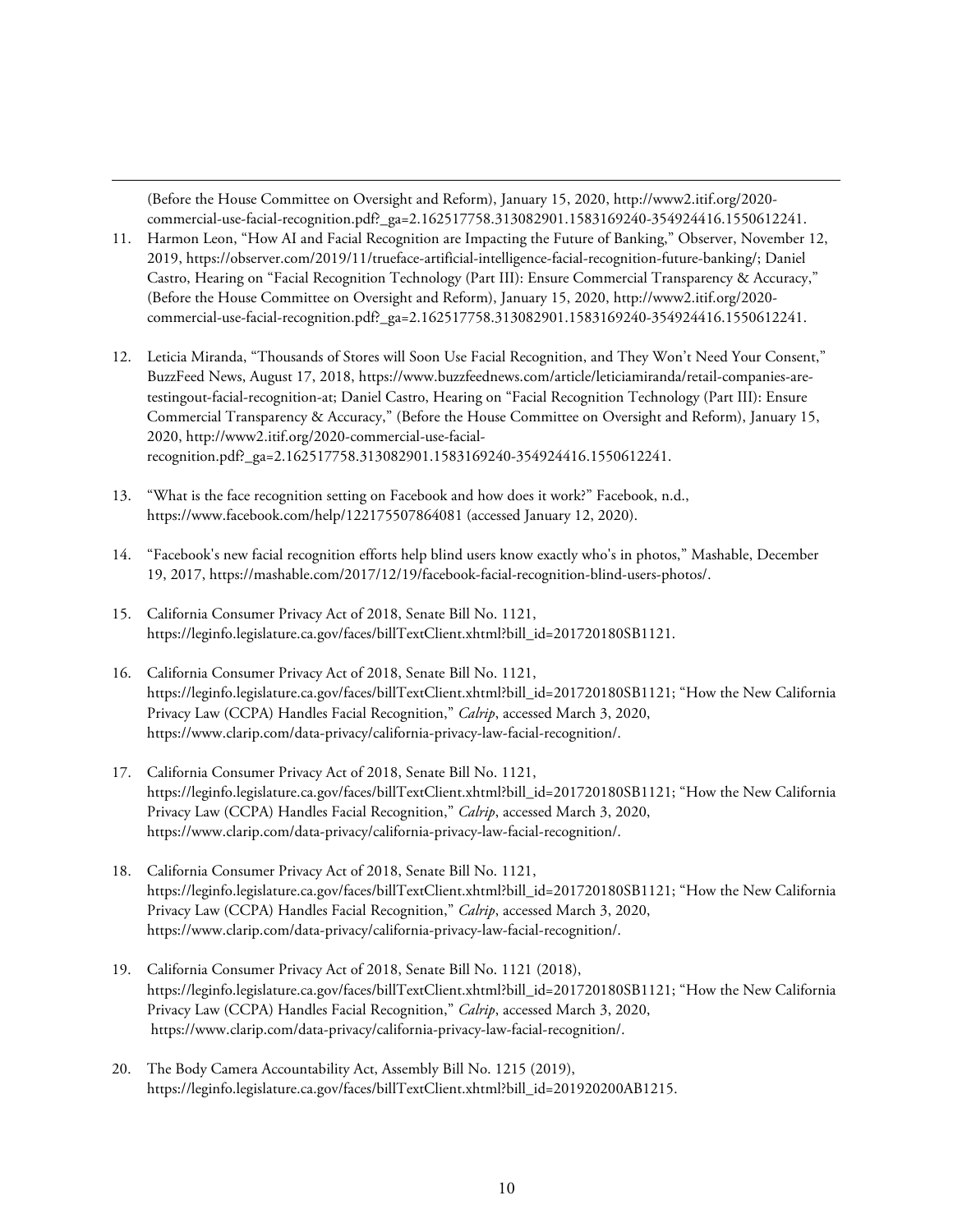(Before the House Committee on Oversight and Reform), January 15, 2020, http://www2.itif.org/2020-commercial-use-facial-recognition.pdf?_ga=2.162517758.313082901.1583169240-354924416.1550612241.

11. Harmon Leon, "How AI and Facial Recognition are Impacting the Future of Banking," Observer, November 12, 2019, https://observer.com/2019/11/trueface-artificial-intelligence-facial-recognition-future-banking/; Daniel Castro, Hearing on "Facial Recognition Technology (Part III): Ensure Commercial Transparency & Accuracy," (Before the House Committee on Oversight and Reform), January 15, 2020, http://www2.itif.org/2020-commercial-use-facial-recognition.pdf?_ga=2.162517758.313082901.1583169240-354924416.1550612241.

12. Leticia Miranda, "Thousands of Stores will Soon Use Facial Recognition, and They Won't Need Your Consent," BuzzFeed News, August 17, 2018, https://www.buzzfeednews.com/article/leticiamiranda/retail-companies-are-testingout-facial-recognition-at; Daniel Castro, Hearing on "Facial Recognition Technology (Part III): Ensure Commercial Transparency & Accuracy," (Before the House Committee on Oversight and Reform), January 15, 2020, http://www2.itif.org/2020-commercial-use-facial-recognition.pdf?_ga=2.162517758.313082901.1583169240-354924416.1550612241.

13. "What is the face recognition setting on Facebook and how does it work?" Facebook, n.d., https://www.facebook.com/help/122175507864081 (accessed January 12, 2020).

14. "Facebook's new facial recognition efforts help blind users know exactly who's in photos," Mashable, December 19, 2017, https://mashable.com/2017/12/19/facebook-facial-recognition-blind-users-photos/.

15. California Consumer Privacy Act of 2018, Senate Bill No. 1121, https://leginfo.legislature.ca.gov/faces/billTextClient.xhtml?bill_id=201720180SB1121.

16. California Consumer Privacy Act of 2018, Senate Bill No. 1121, https://leginfo.legislature.ca.gov/faces/billTextClient.xhtml?bill_id=201720180SB1121; "How the New California Privacy Law (CCPA) Handles Facial Recognition," *Calrip*, accessed March 3, 2020, https://www.clarip.com/data-privacy/california-privacy-law-facial-recognition/.

17. California Consumer Privacy Act of 2018, Senate Bill No. 1121, https://leginfo.legislature.ca.gov/faces/billTextClient.xhtml?bill_id=201720180SB1121; "How the New California Privacy Law (CCPA) Handles Facial Recognition," *Calrip*, accessed March 3, 2020, https://www.clarip.com/data-privacy/california-privacy-law-facial-recognition/.

18. California Consumer Privacy Act of 2018, Senate Bill No. 1121, https://leginfo.legislature.ca.gov/faces/billTextClient.xhtml?bill_id=201720180SB1121; "How the New California Privacy Law (CCPA) Handles Facial Recognition," *Calrip*, accessed March 3, 2020, https://www.clarip.com/data-privacy/california-privacy-law-facial-recognition/.

19. California Consumer Privacy Act of 2018, Senate Bill No. 1121 (2018), https://leginfo.legislature.ca.gov/faces/billTextClient.xhtml?bill_id=201720180SB1121; "How the New California Privacy Law (CCPA) Handles Facial Recognition," *Calrip*, accessed March 3, 2020, https://www.clarip.com/data-privacy/california-privacy-law-facial-recognition/.

20. The Body Camera Accountability Act, Assembly Bill No. 1215 (2019), https://leginfo.legislature.ca.gov/faces/billTextClient.xhtml?bill_id=201920200AB1215.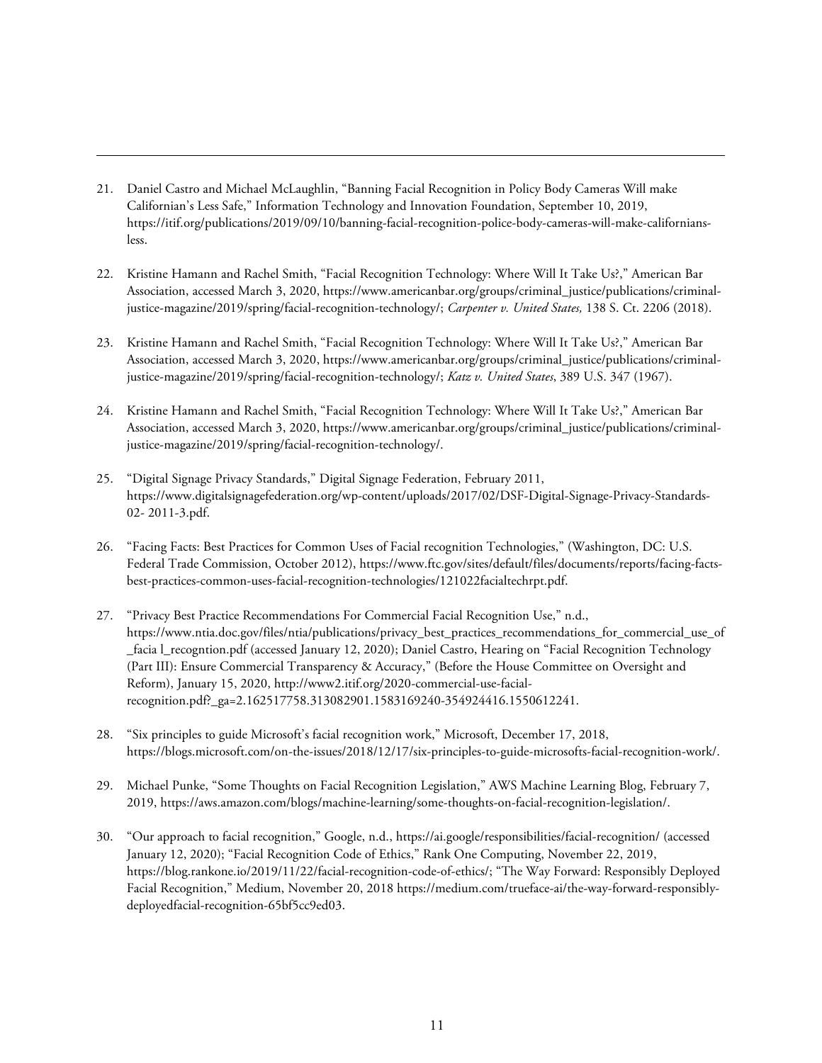21. Daniel Castro and Michael McLaughlin, "Banning Facial Recognition in Policy Body Cameras Will make Californian's Less Safe," Information Technology and Innovation Foundation, September 10, 2019, https://itif.org/publications/2019/09/10/banning-facial-recognition-police-body-cameras-will-make-californians-less.

22. Kristine Hamann and Rachel Smith, "Facial Recognition Technology: Where Will It Take Us?," American Bar Association, accessed March 3, 2020, https://www.americanbar.org/groups/criminal_justice/publications/criminal-justice-magazine/2019/spring/facial-recognition-technology/; *Carpenter v. United States,* 138 S. Ct. 2206 (2018).

23. Kristine Hamann and Rachel Smith, "Facial Recognition Technology: Where Will It Take Us?," American Bar Association, accessed March 3, 2020, https://www.americanbar.org/groups/criminal_justice/publications/criminal-justice-magazine/2019/spring/facial-recognition-technology/; *Katz v. United States*, 389 U.S. 347 (1967).

24. Kristine Hamann and Rachel Smith, "Facial Recognition Technology: Where Will It Take Us?," American Bar Association, accessed March 3, 2020, https://www.americanbar.org/groups/criminal_justice/publications/criminal-justice-magazine/2019/spring/facial-recognition-technology/.

25. "Digital Signage Privacy Standards," Digital Signage Federation, February 2011, https://www.digitalsignagefederation.org/wp-content/uploads/2017/02/DSF-Digital-Signage-Privacy-Standards-02- 2011-3.pdf.

26. "Facing Facts: Best Practices for Common Uses of Facial recognition Technologies," (Washington, DC: U.S. Federal Trade Commission, October 2012), https://www.ftc.gov/sites/default/files/documents/reports/facing-facts-best-practices-common-uses-facial-recognition-technologies/121022facialtechrpt.pdf.

27. "Privacy Best Practice Recommendations For Commercial Facial Recognition Use," n.d., https://www.ntia.doc.gov/files/ntia/publications/privacy_best_practices_recommendations_for_commercial_use_of_facia l_recogntion.pdf (accessed January 12, 2020); Daniel Castro, Hearing on "Facial Recognition Technology (Part III): Ensure Commercial Transparency & Accuracy," (Before the House Committee on Oversight and Reform), January 15, 2020, http://www2.itif.org/2020-commercial-use-facial-recognition.pdf?_ga=2.162517758.313082901.1583169240-354924416.1550612241.

28. "Six principles to guide Microsoft's facial recognition work," Microsoft, December 17, 2018, https://blogs.microsoft.com/on-the-issues/2018/12/17/six-principles-to-guide-microsofts-facial-recognition-work/.

29. Michael Punke, "Some Thoughts on Facial Recognition Legislation," AWS Machine Learning Blog, February 7, 2019, https://aws.amazon.com/blogs/machine-learning/some-thoughts-on-facial-recognition-legislation/.

30. "Our approach to facial recognition," Google, n.d., https://ai.google/responsibilities/facial-recognition/ (accessed January 12, 2020); "Facial Recognition Code of Ethics," Rank One Computing, November 22, 2019, https://blog.rankone.io/2019/11/22/facial-recognition-code-of-ethics/; "The Way Forward: Responsibly Deployed Facial Recognition," Medium, November 20, 2018 https://medium.com/trueface-ai/the-way-forward-responsibly-deployedfacial-recognition-65bf5cc9ed03.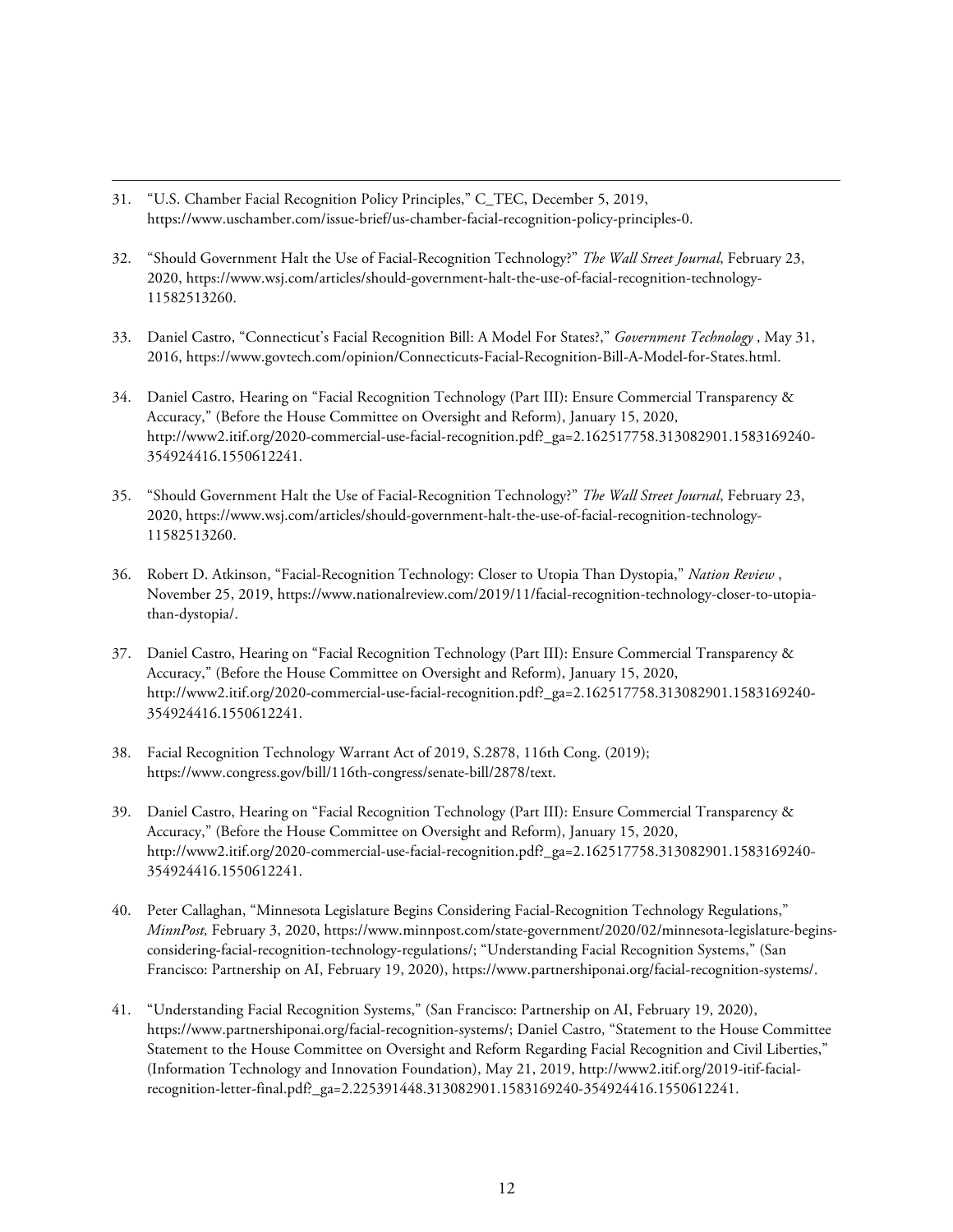31. "U.S. Chamber Facial Recognition Policy Principles," C_TEC, December 5, 2019, https://www.uschamber.com/issue-brief/us-chamber-facial-recognition-policy-principles-0.

32. "Should Government Halt the Use of Facial-Recognition Technology?" *The Wall Street Journal*, February 23, 2020, https://www.wsj.com/articles/should-government-halt-the-use-of-facial-recognition-technology-11582513260.

33. Daniel Castro, "Connecticut's Facial Recognition Bill: A Model For States?," *Government Technology* , May 31, 2016, https://www.govtech.com/opinion/Connecticuts-Facial-Recognition-Bill-A-Model-for-States.html.

34. Daniel Castro, Hearing on "Facial Recognition Technology (Part III): Ensure Commercial Transparency & Accuracy," (Before the House Committee on Oversight and Reform), January 15, 2020, http://www2.itif.org/2020-commercial-use-facial-recognition.pdf?_ga=2.162517758.313082901.1583169240-354924416.1550612241.

35. "Should Government Halt the Use of Facial-Recognition Technology?" *The Wall Street Journal*, February 23, 2020, https://www.wsj.com/articles/should-government-halt-the-use-of-facial-recognition-technology-11582513260.

36. Robert D. Atkinson, "Facial-Recognition Technology: Closer to Utopia Than Dystopia," *Nation Review* , November 25, 2019, https://www.nationalreview.com/2019/11/facial-recognition-technology-closer-to-utopia-than-dystopia/.

37. Daniel Castro, Hearing on "Facial Recognition Technology (Part III): Ensure Commercial Transparency & Accuracy," (Before the House Committee on Oversight and Reform), January 15, 2020, http://www2.itif.org/2020-commercial-use-facial-recognition.pdf?_ga=2.162517758.313082901.1583169240-354924416.1550612241.

38. Facial Recognition Technology Warrant Act of 2019, S.2878, 116th Cong. (2019); https://www.congress.gov/bill/116th-congress/senate-bill/2878/text.

39. Daniel Castro, Hearing on "Facial Recognition Technology (Part III): Ensure Commercial Transparency & Accuracy," (Before the House Committee on Oversight and Reform), January 15, 2020, http://www2.itif.org/2020-commercial-use-facial-recognition.pdf?_ga=2.162517758.313082901.1583169240-354924416.1550612241.

40. Peter Callaghan, "Minnesota Legislature Begins Considering Facial-Recognition Technology Regulations," *MinnPost,* February 3, 2020, https://www.minnpost.com/state-government/2020/02/minnesota-legislature-begins-considering-facial-recognition-technology-regulations/; "Understanding Facial Recognition Systems," (San Francisco: Partnership on AI, February 19, 2020), https://www.partnershiponai.org/facial-recognition-systems/.

41. "Understanding Facial Recognition Systems," (San Francisco: Partnership on AI, February 19, 2020), https://www.partnershiponai.org/facial-recognition-systems/; Daniel Castro, "Statement to the House Committee Statement to the House Committee on Oversight and Reform Regarding Facial Recognition and Civil Liberties," (Information Technology and Innovation Foundation), May 21, 2019, http://www2.itif.org/2019-itif-facial-recognition-letter-final.pdf?_ga=2.225391448.313082901.1583169240-354924416.1550612241.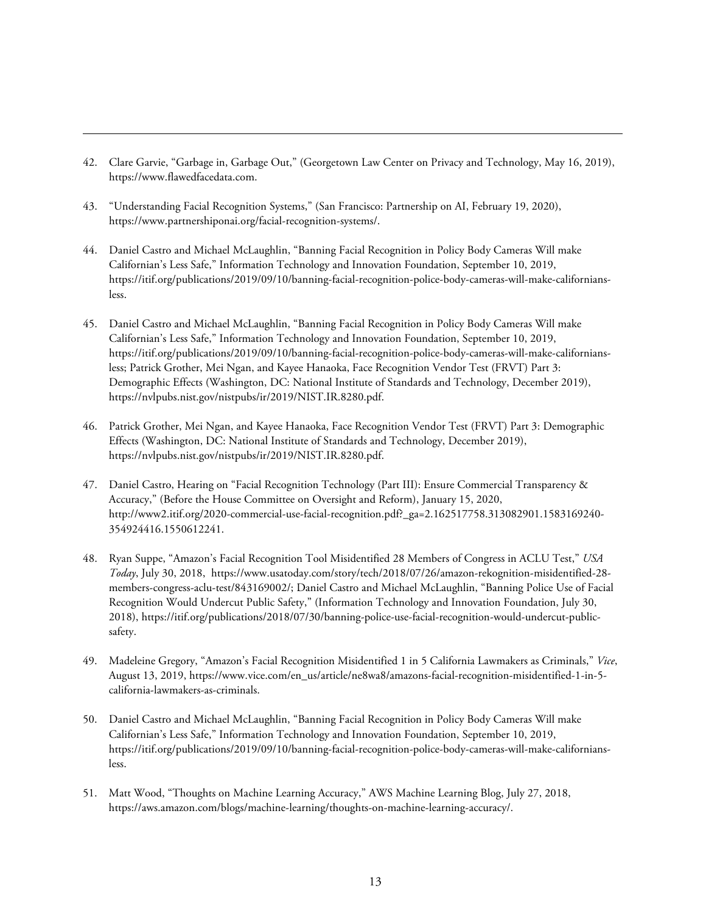42. Clare Garvie, "Garbage in, Garbage Out," (Georgetown Law Center on Privacy and Technology, May 16, 2019), https://www.flawedfacedata.com.

43. "Understanding Facial Recognition Systems," (San Francisco: Partnership on AI, February 19, 2020), https://www.partnershiponai.org/facial-recognition-systems/.

44. Daniel Castro and Michael McLaughlin, "Banning Facial Recognition in Policy Body Cameras Will make Californian's Less Safe," Information Technology and Innovation Foundation, September 10, 2019, https://itif.org/publications/2019/09/10/banning-facial-recognition-police-body-cameras-will-make-californians-less.

45. Daniel Castro and Michael McLaughlin, "Banning Facial Recognition in Policy Body Cameras Will make Californian's Less Safe," Information Technology and Innovation Foundation, September 10, 2019, https://itif.org/publications/2019/09/10/banning-facial-recognition-police-body-cameras-will-make-californians-less; Patrick Grother, Mei Ngan, and Kayee Hanaoka, Face Recognition Vendor Test (FRVT) Part 3: Demographic Effects (Washington, DC: National Institute of Standards and Technology, December 2019), https://nvlpubs.nist.gov/nistpubs/ir/2019/NIST.IR.8280.pdf.

46. Patrick Grother, Mei Ngan, and Kayee Hanaoka, Face Recognition Vendor Test (FRVT) Part 3: Demographic Effects (Washington, DC: National Institute of Standards and Technology, December 2019), https://nvlpubs.nist.gov/nistpubs/ir/2019/NIST.IR.8280.pdf.

47. Daniel Castro, Hearing on "Facial Recognition Technology (Part III): Ensure Commercial Transparency & Accuracy," (Before the House Committee on Oversight and Reform), January 15, 2020, http://www2.itif.org/2020-commercial-use-facial-recognition.pdf?_ga=2.162517758.313082901.1583169240-354924416.1550612241.

48. Ryan Suppe, "Amazon's Facial Recognition Tool Misidentified 28 Members of Congress in ACLU Test," *USA Today*, July 30, 2018, https://www.usatoday.com/story/tech/2018/07/26/amazon-rekognition-misidentified-28-members-congress-aclu-test/843169002/; Daniel Castro and Michael McLaughlin, "Banning Police Use of Facial Recognition Would Undercut Public Safety," (Information Technology and Innovation Foundation, July 30, 2018), https://itif.org/publications/2018/07/30/banning-police-use-facial-recognition-would-undercut-public-safety.

49. Madeleine Gregory, "Amazon's Facial Recognition Misidentified 1 in 5 California Lawmakers as Criminals," *Vice*, August 13, 2019, https://www.vice.com/en_us/article/ne8wa8/amazons-facial-recognition-misidentified-1-in-5-california-lawmakers-as-criminals.

50. Daniel Castro and Michael McLaughlin, "Banning Facial Recognition in Policy Body Cameras Will make Californian's Less Safe," Information Technology and Innovation Foundation, September 10, 2019, https://itif.org/publications/2019/09/10/banning-facial-recognition-police-body-cameras-will-make-californians-less.

51. Matt Wood, "Thoughts on Machine Learning Accuracy," AWS Machine Learning Blog, July 27, 2018, https://aws.amazon.com/blogs/machine-learning/thoughts-on-machine-learning-accuracy/.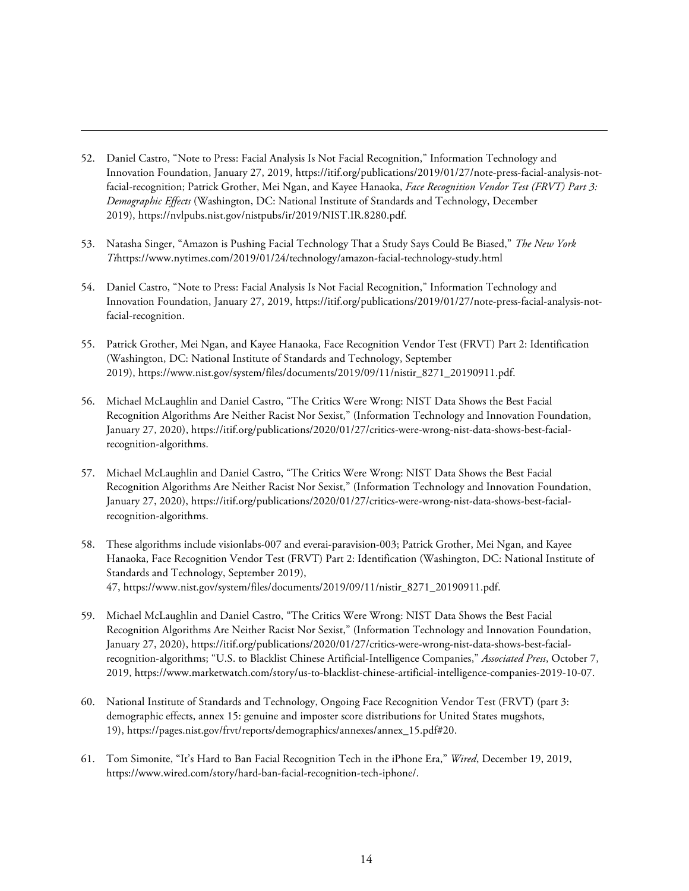52. Daniel Castro, "Note to Press: Facial Analysis Is Not Facial Recognition," Information Technology and Innovation Foundation, January 27, 2019, https://itif.org/publications/2019/01/27/note-press-facial-analysis-not-facial-recognition; Patrick Grother, Mei Ngan, and Kayee Hanaoka, *Face Recognition Vendor Test (FRVT) Part 3: Demographic Effects* (Washington, DC: National Institute of Standards and Technology, December 2019), https://nvlpubs.nist.gov/nistpubs/ir/2019/NIST.IR.8280.pdf.

53. Natasha Singer, "Amazon is Pushing Facial Technology That a Study Says Could Be Biased," *The New York Ti*https://www.nytimes.com/2019/01/24/technology/amazon-facial-technology-study.html

54. Daniel Castro, "Note to Press: Facial Analysis Is Not Facial Recognition," Information Technology and Innovation Foundation, January 27, 2019, https://itif.org/publications/2019/01/27/note-press-facial-analysis-not-facial-recognition.

55. Patrick Grother, Mei Ngan, and Kayee Hanaoka, Face Recognition Vendor Test (FRVT) Part 2: Identification (Washington, DC: National Institute of Standards and Technology, September 2019), https://www.nist.gov/system/files/documents/2019/09/11/nistir_8271_20190911.pdf.

56. Michael McLaughlin and Daniel Castro, "The Critics Were Wrong: NIST Data Shows the Best Facial Recognition Algorithms Are Neither Racist Nor Sexist," (Information Technology and Innovation Foundation, January 27, 2020), https://itif.org/publications/2020/01/27/critics-were-wrong-nist-data-shows-best-facial-recognition-algorithms.

57. Michael McLaughlin and Daniel Castro, "The Critics Were Wrong: NIST Data Shows the Best Facial Recognition Algorithms Are Neither Racist Nor Sexist," (Information Technology and Innovation Foundation, January 27, 2020), https://itif.org/publications/2020/01/27/critics-were-wrong-nist-data-shows-best-facial-recognition-algorithms.

58. These algorithms include visionlabs-007 and everai-paravision-003; Patrick Grother, Mei Ngan, and Kayee Hanaoka, Face Recognition Vendor Test (FRVT) Part 2: Identification (Washington, DC: National Institute of Standards and Technology, September 2019), 47, https://www.nist.gov/system/files/documents/2019/09/11/nistir_8271_20190911.pdf.

59. Michael McLaughlin and Daniel Castro, "The Critics Were Wrong: NIST Data Shows the Best Facial Recognition Algorithms Are Neither Racist Nor Sexist," (Information Technology and Innovation Foundation, January 27, 2020), https://itif.org/publications/2020/01/27/critics-were-wrong-nist-data-shows-best-facial-recognition-algorithms; "U.S. to Blacklist Chinese Artificial-Intelligence Companies," *Associated Press*, October 7, 2019, https://www.marketwatch.com/story/us-to-blacklist-chinese-artificial-intelligence-companies-2019-10-07.

60. National Institute of Standards and Technology, Ongoing Face Recognition Vendor Test (FRVT) (part 3: demographic effects, annex 15: genuine and imposter score distributions for United States mugshots, 19), https://pages.nist.gov/frvt/reports/demographics/annexes/annex_15.pdf#20.

61. Tom Simonite, "It's Hard to Ban Facial Recognition Tech in the iPhone Era," *Wired*, December 19, 2019, https://www.wired.com/story/hard-ban-facial-recognition-tech-iphone/.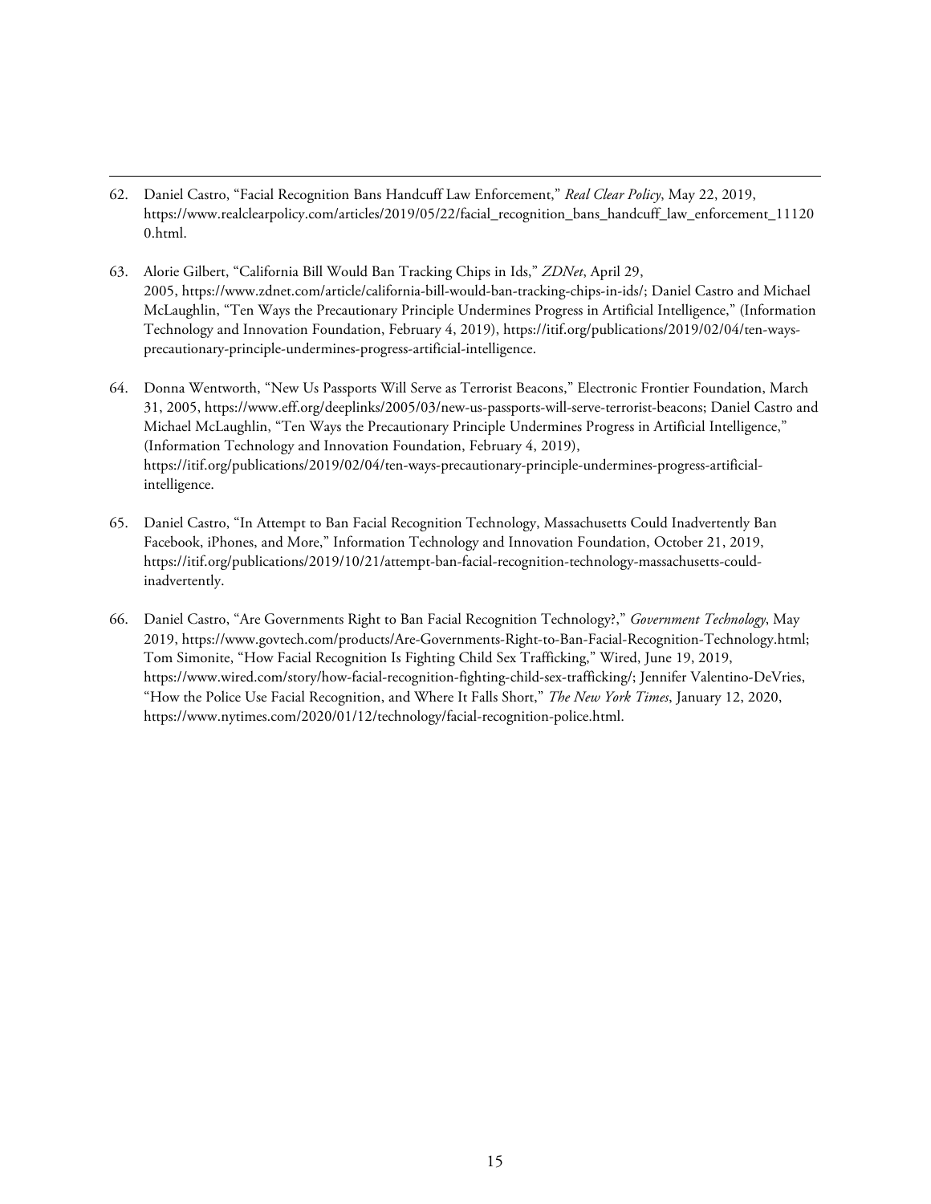62. Daniel Castro, "Facial Recognition Bans Handcuff Law Enforcement," *Real Clear Policy*, May 22, 2019, https://www.realclearpolicy.com/articles/2019/05/22/facial_recognition_bans_handcuff_law_enforcement_111200.html.

63. Alorie Gilbert, "California Bill Would Ban Tracking Chips in Ids," *ZDNet*, April 29, 2005, https://www.zdnet.com/article/california-bill-would-ban-tracking-chips-in-ids/; Daniel Castro and Michael McLaughlin, "Ten Ways the Precautionary Principle Undermines Progress in Artificial Intelligence," (Information Technology and Innovation Foundation, February 4, 2019), https://itif.org/publications/2019/02/04/ten-ways-precautionary-principle-undermines-progress-artificial-intelligence.

64. Donna Wentworth, "New Us Passports Will Serve as Terrorist Beacons," Electronic Frontier Foundation, March 31, 2005, https://www.eff.org/deeplinks/2005/03/new-us-passports-will-serve-terrorist-beacons; Daniel Castro and Michael McLaughlin, "Ten Ways the Precautionary Principle Undermines Progress in Artificial Intelligence," (Information Technology and Innovation Foundation, February 4, 2019), https://itif.org/publications/2019/02/04/ten-ways-precautionary-principle-undermines-progress-artificial-intelligence.

65. Daniel Castro, "In Attempt to Ban Facial Recognition Technology, Massachusetts Could Inadvertently Ban Facebook, iPhones, and More," Information Technology and Innovation Foundation, October 21, 2019, https://itif.org/publications/2019/10/21/attempt-ban-facial-recognition-technology-massachusetts-could-inadvertently.

66. Daniel Castro, "Are Governments Right to Ban Facial Recognition Technology?," *Government Technology*, May 2019, https://www.govtech.com/products/Are-Governments-Right-to-Ban-Facial-Recognition-Technology.html; Tom Simonite, "How Facial Recognition Is Fighting Child Sex Trafficking," Wired, June 19, 2019, https://www.wired.com/story/how-facial-recognition-fighting-child-sex-trafficking/; Jennifer Valentino-DeVries, "How the Police Use Facial Recognition, and Where It Falls Short," *The New York Times*, January 12, 2020, https://www.nytimes.com/2020/01/12/technology/facial-recognition-police.html.